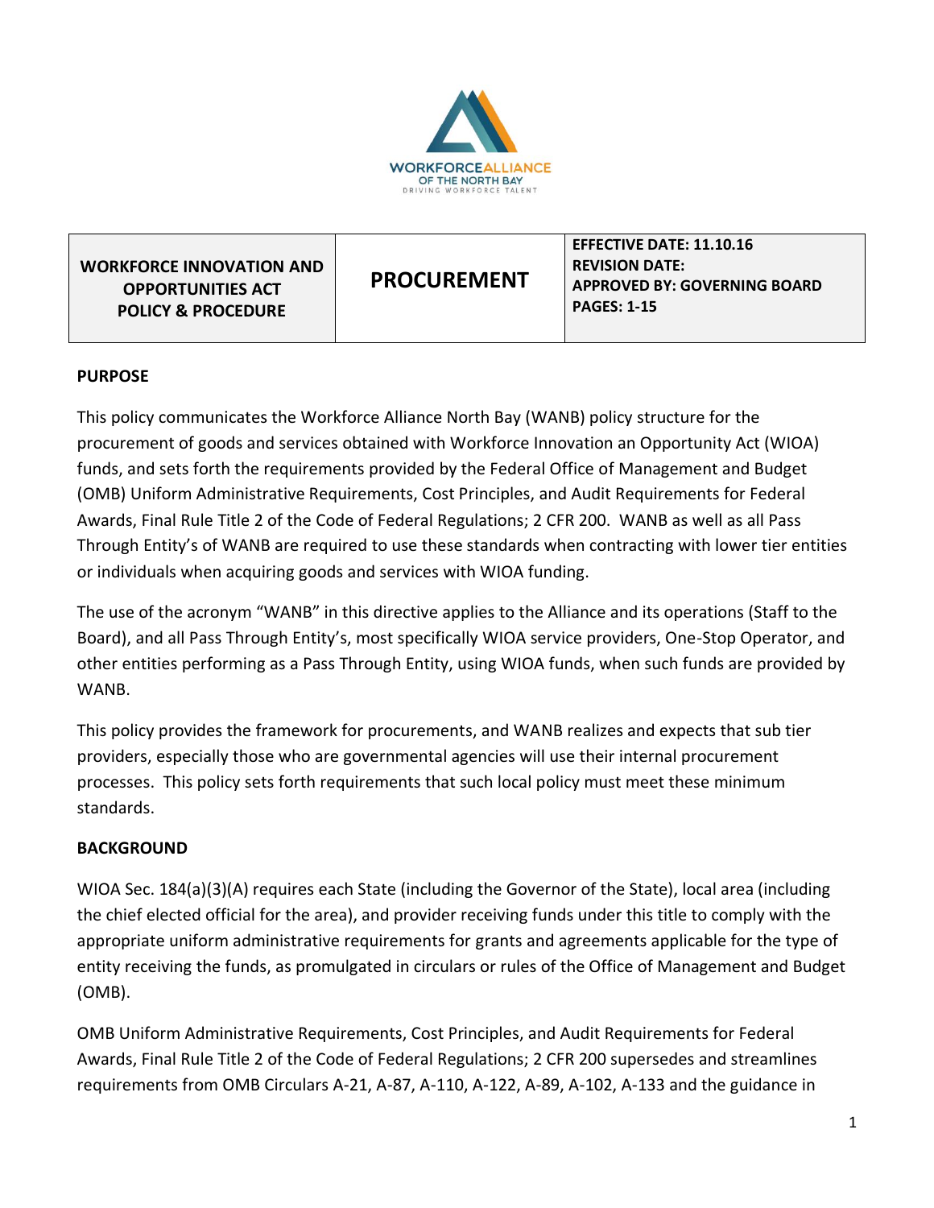WORKFORCEALLIANCE
OF THE NORTH BAY
DRIVING WORKFORCE TALENT

| WORKFORCE INNOVATION AND OPPORTUNITIES ACT POLICY & PROCEDURE | PROCUREMENT | EFFECTIVE DATE: 11.10.16<br>REVISION DATE:<br>APPROVED BY: GOVERNING BOARD<br>PAGES: 1-15 |
|---|---|---|

## PURPOSE

This policy communicates the Workforce Alliance North Bay (WANB) policy structure for the procurement of goods and services obtained with Workforce Innovation an Opportunity Act (WIOA) funds, and sets forth the requirements provided by the Federal Office of Management and Budget (OMB) Uniform Administrative Requirements, Cost Principles, and Audit Requirements for Federal Awards, Final Rule Title 2 of the Code of Federal Regulations; 2 CFR 200. WANB as well as all Pass Through Entity's of WANB are required to use these standards when contracting with lower tier entities or individuals when acquiring goods and services with WIOA funding.

The use of the acronym "WANB" in this directive applies to the Alliance and its operations (Staff to the Board), and all Pass Through Entity's, most specifically WIOA service providers, One-Stop Operator, and other entities performing as a Pass Through Entity, using WIOA funds, when such funds are provided by WANB.

This policy provides the framework for procurements, and WANB realizes and expects that sub tier providers, especially those who are governmental agencies will use their internal procurement processes. This policy sets forth requirements that such local policy must meet these minimum standards.

## BACKGROUND

WIOA Sec. 184(a)(3)(A) requires each State (including the Governor of the State), local area (including the chief elected official for the area), and provider receiving funds under this title to comply with the appropriate uniform administrative requirements for grants and agreements applicable for the type of entity receiving the funds, as promulgated in circulars or rules of the Office of Management and Budget (OMB).

OMB Uniform Administrative Requirements, Cost Principles, and Audit Requirements for Federal Awards, Final Rule Title 2 of the Code of Federal Regulations; 2 CFR 200 supersedes and streamlines requirements from OMB Circulars A-21, A-87, A-110, A-122, A-89, A-102, A-133 and the guidance in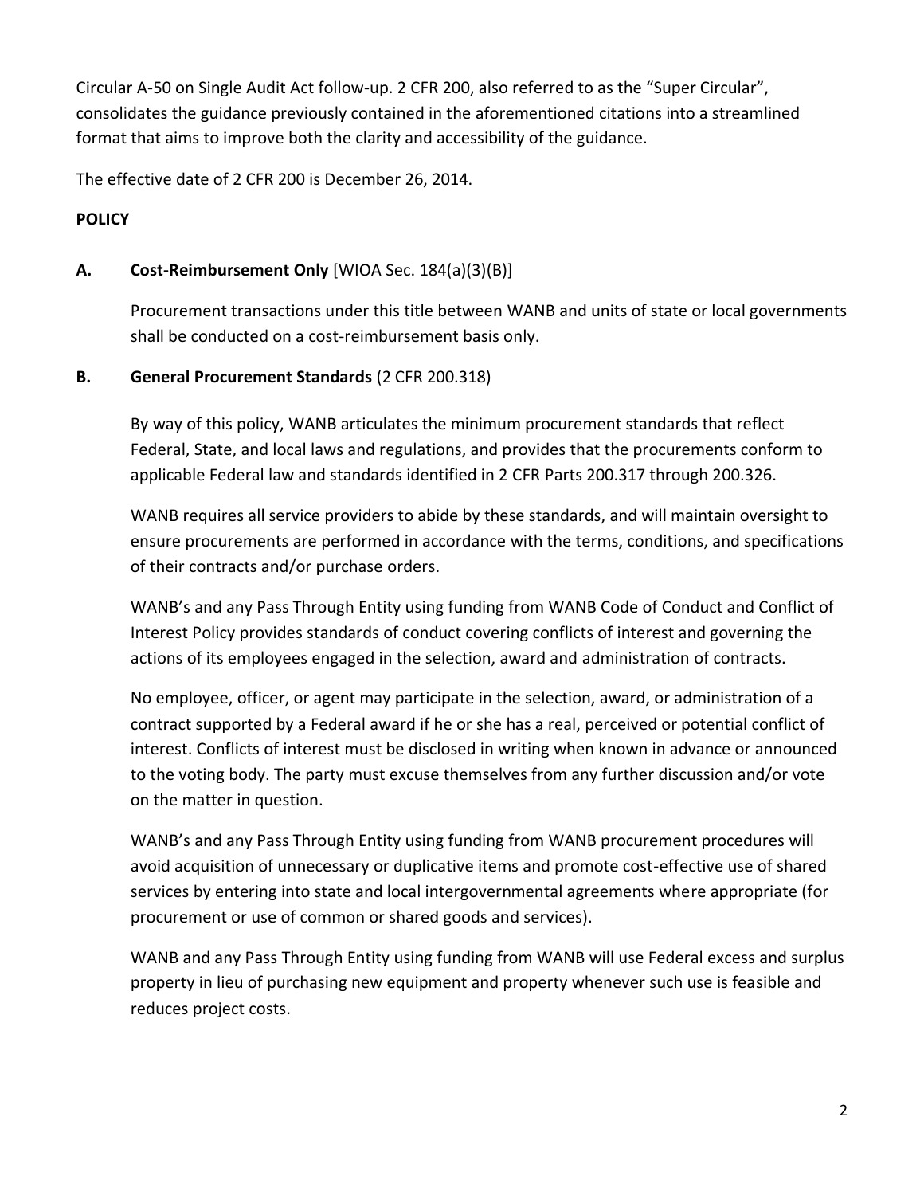Circular A-50 on Single Audit Act follow-up. 2 CFR 200, also referred to as the "Super Circular", consolidates the guidance previously contained in the aforementioned citations into a streamlined format that aims to improve both the clarity and accessibility of the guidance.

The effective date of 2 CFR 200 is December 26, 2014.

**POLICY**

**A. Cost-Reimbursement Only** [WIOA Sec. 184(a)(3)(B)]

Procurement transactions under this title between WANB and units of state or local governments shall be conducted on a cost-reimbursement basis only.

**B. General Procurement Standards** (2 CFR 200.318)

By way of this policy, WANB articulates the minimum procurement standards that reflect Federal, State, and local laws and regulations, and provides that the procurements conform to applicable Federal law and standards identified in 2 CFR Parts 200.317 through 200.326.

WANB requires all service providers to abide by these standards, and will maintain oversight to ensure procurements are performed in accordance with the terms, conditions, and specifications of their contracts and/or purchase orders.

WANB's and any Pass Through Entity using funding from WANB Code of Conduct and Conflict of Interest Policy provides standards of conduct covering conflicts of interest and governing the actions of its employees engaged in the selection, award and administration of contracts.

No employee, officer, or agent may participate in the selection, award, or administration of a contract supported by a Federal award if he or she has a real, perceived or potential conflict of interest. Conflicts of interest must be disclosed in writing when known in advance or announced to the voting body. The party must excuse themselves from any further discussion and/or vote on the matter in question.

WANB's and any Pass Through Entity using funding from WANB procurement procedures will avoid acquisition of unnecessary or duplicative items and promote cost-effective use of shared services by entering into state and local intergovernmental agreements where appropriate (for procurement or use of common or shared goods and services).

WANB and any Pass Through Entity using funding from WANB will use Federal excess and surplus property in lieu of purchasing new equipment and property whenever such use is feasible and reduces project costs.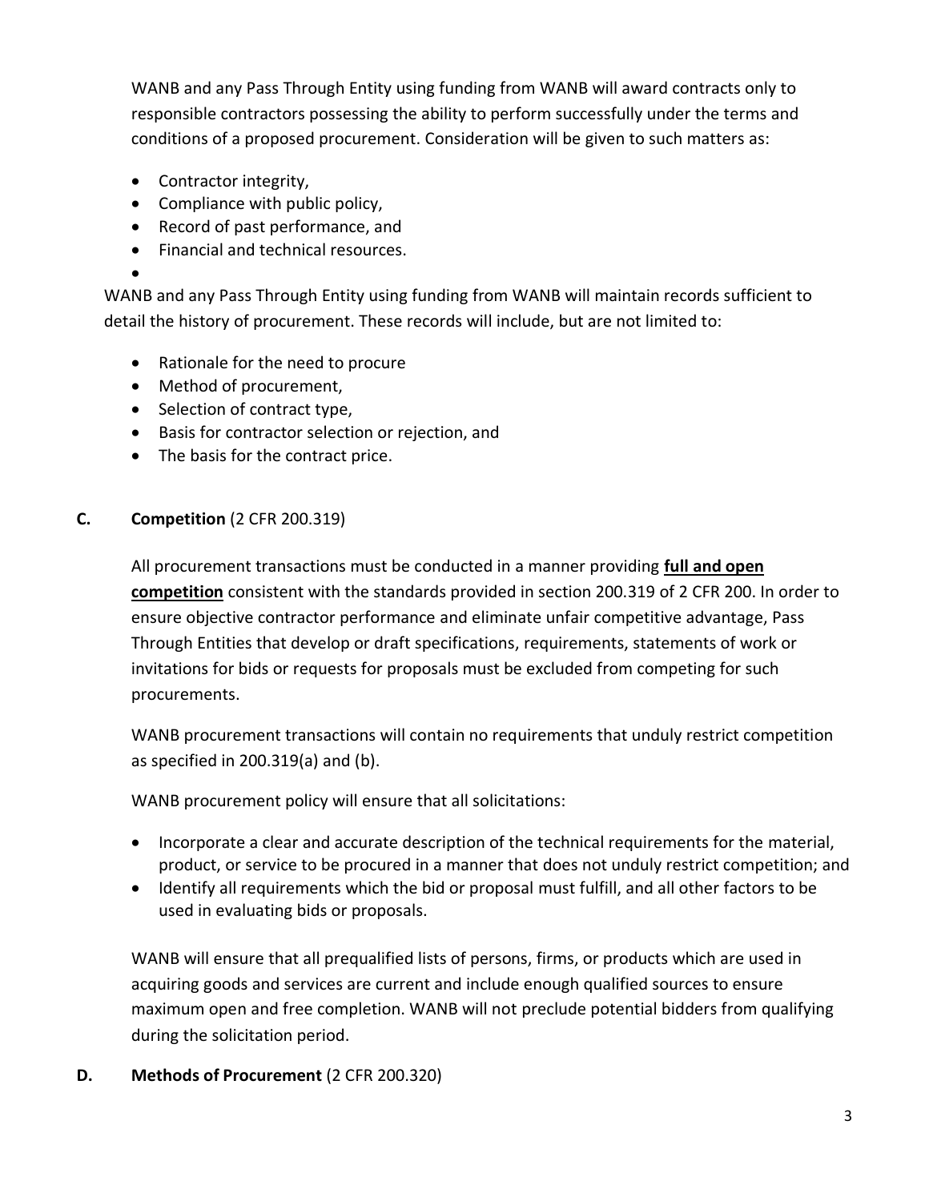WANB and any Pass Through Entity using funding from WANB will award contracts only to responsible contractors possessing the ability to perform successfully under the terms and conditions of a proposed procurement. Consideration will be given to such matters as:

- Contractor integrity,
- Compliance with public policy,
- Record of past performance, and
- Financial and technical resources.
-

WANB and any Pass Through Entity using funding from WANB will maintain records sufficient to detail the history of procurement. These records will include, but are not limited to:

- Rationale for the need to procure
- Method of procurement,
- Selection of contract type,
- Basis for contractor selection or rejection, and
- The basis for the contract price.

**C. Competition** (2 CFR 200.319)

All procurement transactions must be conducted in a manner providing **full and open competition** consistent with the standards provided in section 200.319 of 2 CFR 200. In order to ensure objective contractor performance and eliminate unfair competitive advantage, Pass Through Entities that develop or draft specifications, requirements, statements of work or invitations for bids or requests for proposals must be excluded from competing for such procurements.

WANB procurement transactions will contain no requirements that unduly restrict competition as specified in 200.319(a) and (b).

WANB procurement policy will ensure that all solicitations:

- Incorporate a clear and accurate description of the technical requirements for the material, product, or service to be procured in a manner that does not unduly restrict competition; and
- Identify all requirements which the bid or proposal must fulfill, and all other factors to be used in evaluating bids or proposals.

WANB will ensure that all prequalified lists of persons, firms, or products which are used in acquiring goods and services are current and include enough qualified sources to ensure maximum open and free completion. WANB will not preclude potential bidders from qualifying during the solicitation period.

**D. Methods of Procurement** (2 CFR 200.320)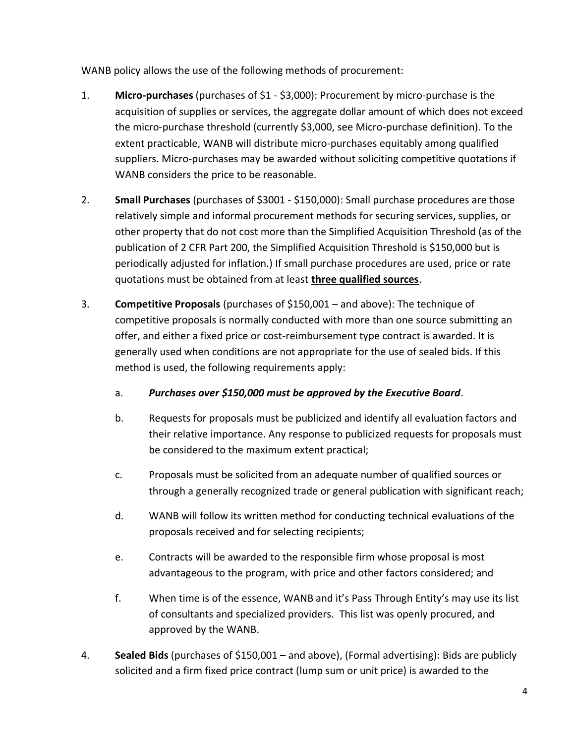WANB policy allows the use of the following methods of procurement:

1. **Micro-purchases** (purchases of $1 - $3,000): Procurement by micro-purchase is the acquisition of supplies or services, the aggregate dollar amount of which does not exceed the micro-purchase threshold (currently $3,000, see Micro-purchase definition). To the extent practicable, WANB will distribute micro-purchases equitably among qualified suppliers. Micro-purchases may be awarded without soliciting competitive quotations if WANB considers the price to be reasonable.

2. **Small Purchases** (purchases of $3001 - $150,000): Small purchase procedures are those relatively simple and informal procurement methods for securing services, supplies, or other property that do not cost more than the Simplified Acquisition Threshold (as of the publication of 2 CFR Part 200, the Simplified Acquisition Threshold is $150,000 but is periodically adjusted for inflation.) If small purchase procedures are used, price or rate quotations must be obtained from at least <u>**three qualified sources**</u>.

3. **Competitive Proposals** (purchases of $150,001 – and above): The technique of competitive proposals is normally conducted with more than one source submitting an offer, and either a fixed price or cost-reimbursement type contract is awarded. It is generally used when conditions are not appropriate for the use of sealed bids. If this method is used, the following requirements apply:

   a. ***Purchases over $150,000 must be approved by the Executive Board***.

   b. Requests for proposals must be publicized and identify all evaluation factors and their relative importance. Any response to publicized requests for proposals must be considered to the maximum extent practical;

   c. Proposals must be solicited from an adequate number of qualified sources or through a generally recognized trade or general publication with significant reach;

   d. WANB will follow its written method for conducting technical evaluations of the proposals received and for selecting recipients;

   e. Contracts will be awarded to the responsible firm whose proposal is most advantageous to the program, with price and other factors considered; and

   f. When time is of the essence, WANB and it's Pass Through Entity's may use its list of consultants and specialized providers. This list was openly procured, and approved by the WANB.

4. **Sealed Bids** (purchases of $150,001 – and above), (Formal advertising): Bids are publicly solicited and a firm fixed price contract (lump sum or unit price) is awarded to the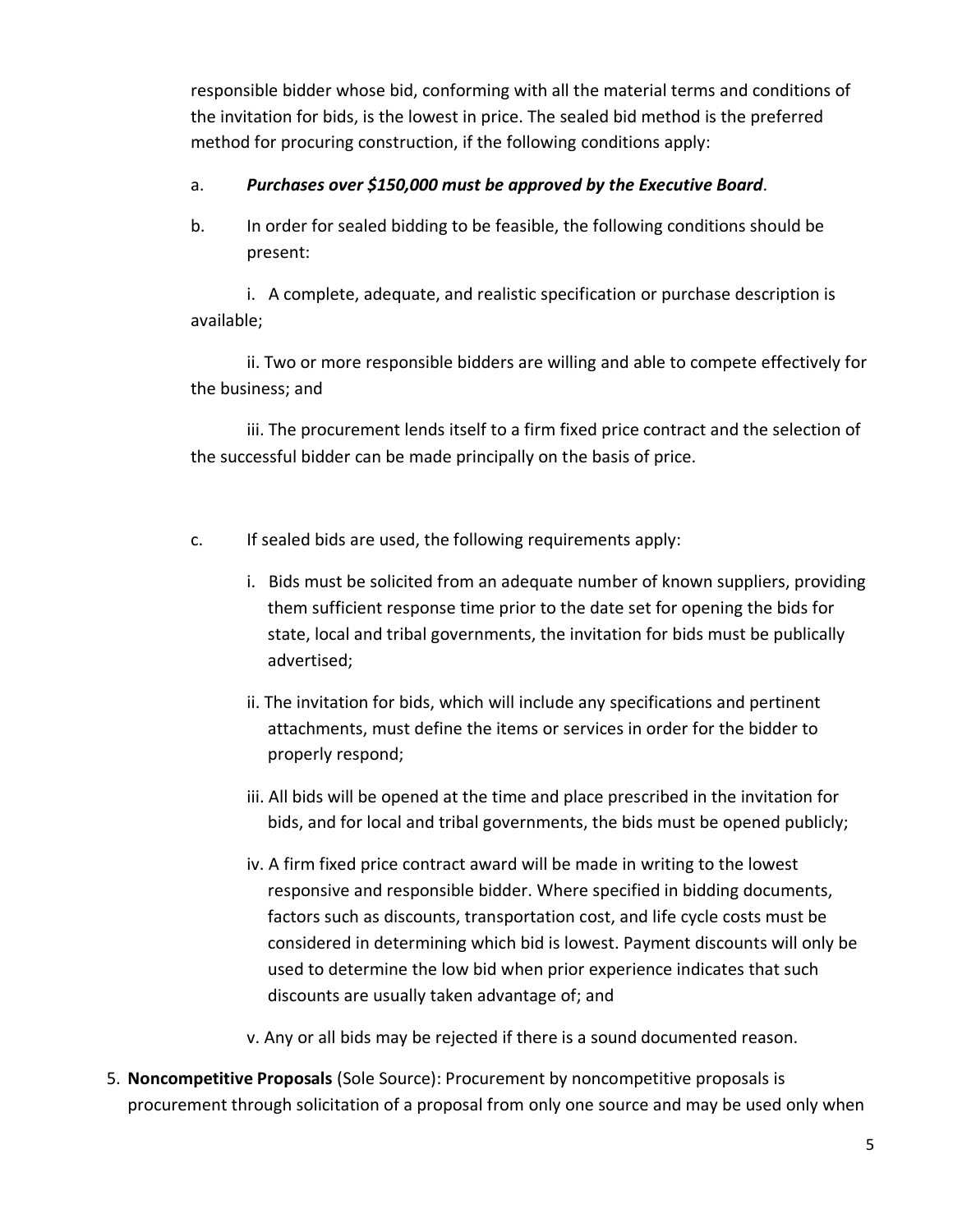responsible bidder whose bid, conforming with all the material terms and conditions of the invitation for bids, is the lowest in price. The sealed bid method is the preferred method for procuring construction, if the following conditions apply:

a. ***Purchases over $150,000 must be approved by the Executive Board***.

b. In order for sealed bidding to be feasible, the following conditions should be present:

i. A complete, adequate, and realistic specification or purchase description is available;

ii. Two or more responsible bidders are willing and able to compete effectively for the business; and

iii. The procurement lends itself to a firm fixed price contract and the selection of the successful bidder can be made principally on the basis of price.

c. If sealed bids are used, the following requirements apply:

i. Bids must be solicited from an adequate number of known suppliers, providing them sufficient response time prior to the date set for opening the bids for state, local and tribal governments, the invitation for bids must be publically advertised;

ii. The invitation for bids, which will include any specifications and pertinent attachments, must define the items or services in order for the bidder to properly respond;

iii. All bids will be opened at the time and place prescribed in the invitation for bids, and for local and tribal governments, the bids must be opened publicly;

iv. A firm fixed price contract award will be made in writing to the lowest responsive and responsible bidder. Where specified in bidding documents, factors such as discounts, transportation cost, and life cycle costs must be considered in determining which bid is lowest. Payment discounts will only be used to determine the low bid when prior experience indicates that such discounts are usually taken advantage of; and

v. Any or all bids may be rejected if there is a sound documented reason.

5. **Noncompetitive Proposals** (Sole Source): Procurement by noncompetitive proposals is procurement through solicitation of a proposal from only one source and may be used only when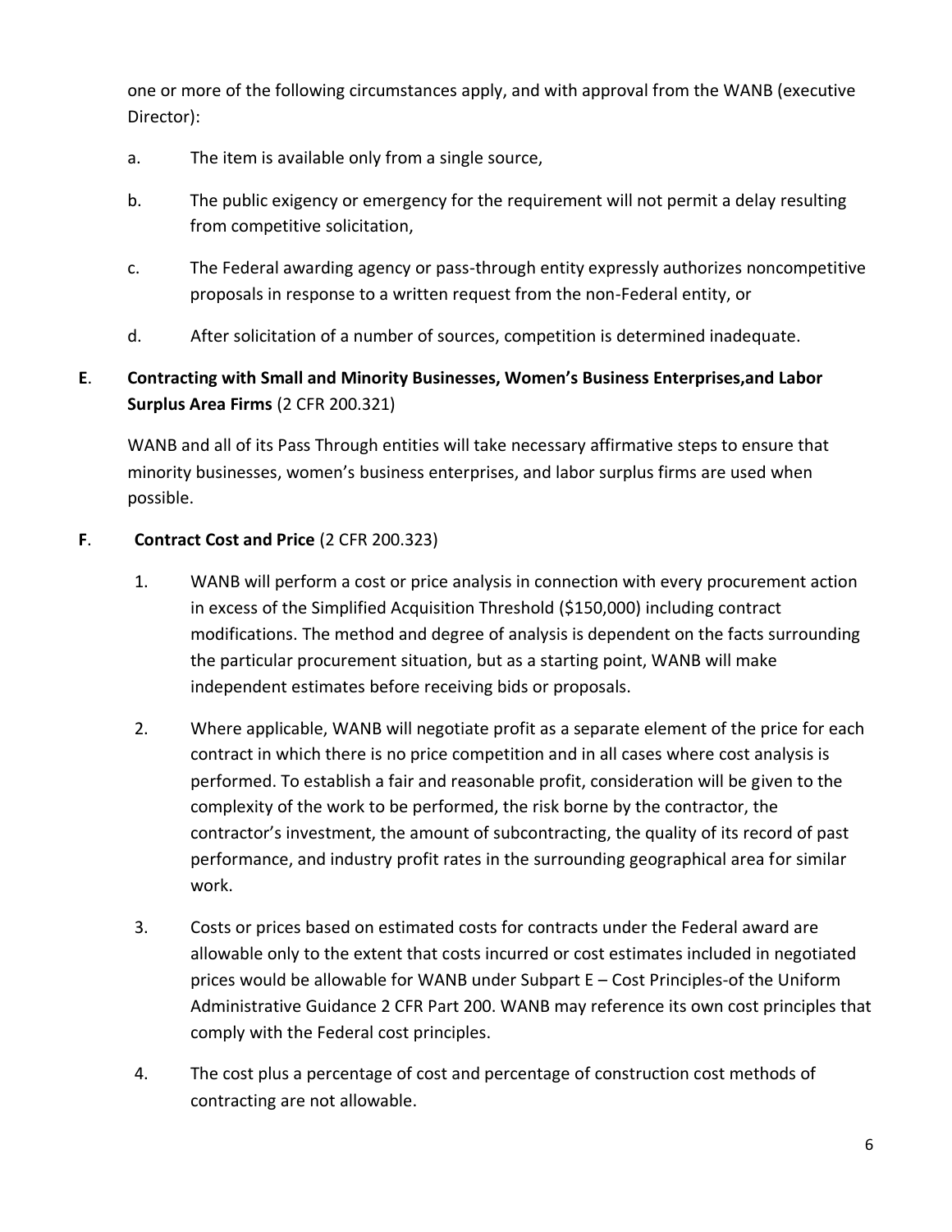one or more of the following circumstances apply, and with approval from the WANB (executive Director):

a. The item is available only from a single source,

b. The public exigency or emergency for the requirement will not permit a delay resulting from competitive solicitation,

c. The Federal awarding agency or pass-through entity expressly authorizes noncompetitive proposals in response to a written request from the non-Federal entity, or

d. After solicitation of a number of sources, competition is determined inadequate.

**E**. **Contracting with Small and Minority Businesses, Women's Business Enterprises,and Labor Surplus Area Firms** (2 CFR 200.321)

WANB and all of its Pass Through entities will take necessary affirmative steps to ensure that minority businesses, women's business enterprises, and labor surplus firms are used when possible.

**F**. **Contract Cost and Price** (2 CFR 200.323)

1. WANB will perform a cost or price analysis in connection with every procurement action in excess of the Simplified Acquisition Threshold ($150,000) including contract modifications. The method and degree of analysis is dependent on the facts surrounding the particular procurement situation, but as a starting point, WANB will make independent estimates before receiving bids or proposals.

2. Where applicable, WANB will negotiate profit as a separate element of the price for each contract in which there is no price competition and in all cases where cost analysis is performed. To establish a fair and reasonable profit, consideration will be given to the complexity of the work to be performed, the risk borne by the contractor, the contractor's investment, the amount of subcontracting, the quality of its record of past performance, and industry profit rates in the surrounding geographical area for similar work.

3. Costs or prices based on estimated costs for contracts under the Federal award are allowable only to the extent that costs incurred or cost estimates included in negotiated prices would be allowable for WANB under Subpart E – Cost Principles-of the Uniform Administrative Guidance 2 CFR Part 200. WANB may reference its own cost principles that comply with the Federal cost principles.

4. The cost plus a percentage of cost and percentage of construction cost methods of contracting are not allowable.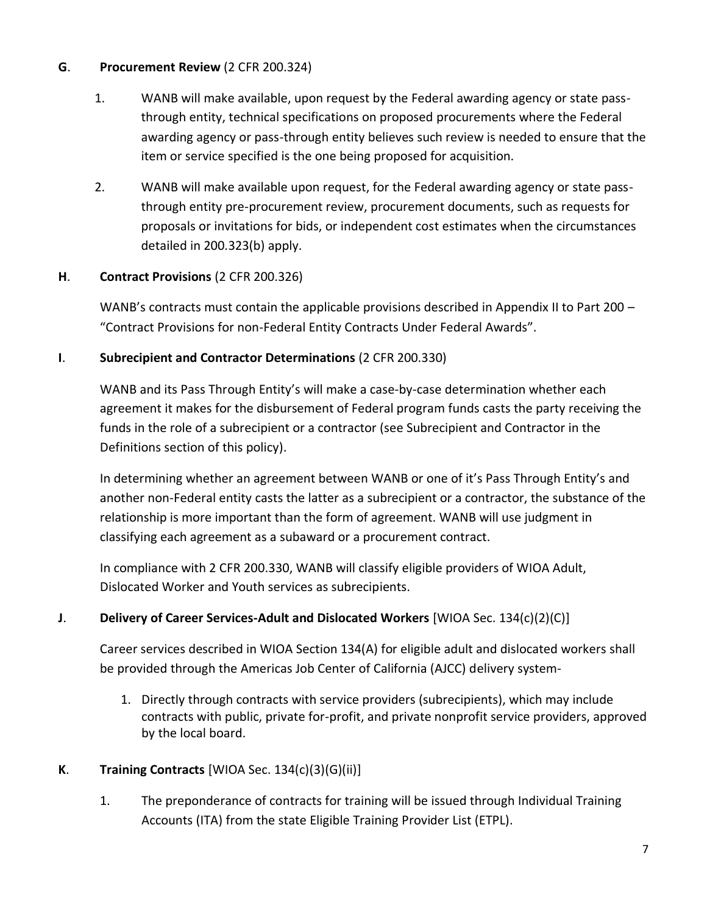**G**. **Procurement Review** (2 CFR 200.324)

1. WANB will make available, upon request by the Federal awarding agency or state pass-through entity, technical specifications on proposed procurements where the Federal awarding agency or pass-through entity believes such review is needed to ensure that the item or service specified is the one being proposed for acquisition.

2. WANB will make available upon request, for the Federal awarding agency or state pass-through entity pre-procurement review, procurement documents, such as requests for proposals or invitations for bids, or independent cost estimates when the circumstances detailed in 200.323(b) apply.

**H**. **Contract Provisions** (2 CFR 200.326)

WANB's contracts must contain the applicable provisions described in Appendix II to Part 200 – "Contract Provisions for non-Federal Entity Contracts Under Federal Awards".

**I**. **Subrecipient and Contractor Determinations** (2 CFR 200.330)

WANB and its Pass Through Entity's will make a case-by-case determination whether each agreement it makes for the disbursement of Federal program funds casts the party receiving the funds in the role of a subrecipient or a contractor (see Subrecipient and Contractor in the Definitions section of this policy).

In determining whether an agreement between WANB or one of it's Pass Through Entity's and another non-Federal entity casts the latter as a subrecipient or a contractor, the substance of the relationship is more important than the form of agreement. WANB will use judgment in classifying each agreement as a subaward or a procurement contract.

In compliance with 2 CFR 200.330, WANB will classify eligible providers of WIOA Adult, Dislocated Worker and Youth services as subrecipients.

**J**. **Delivery of Career Services-Adult and Dislocated Workers** [WIOA Sec. 134(c)(2)(C)]

Career services described in WIOA Section 134(A) for eligible adult and dislocated workers shall be provided through the Americas Job Center of California (AJCC) delivery system-

1. Directly through contracts with service providers (subrecipients), which may include contracts with public, private for-profit, and private nonprofit service providers, approved by the local board.

**K**. **Training Contracts** [WIOA Sec. 134(c)(3)(G)(ii)]

1. The preponderance of contracts for training will be issued through Individual Training Accounts (ITA) from the state Eligible Training Provider List (ETPL).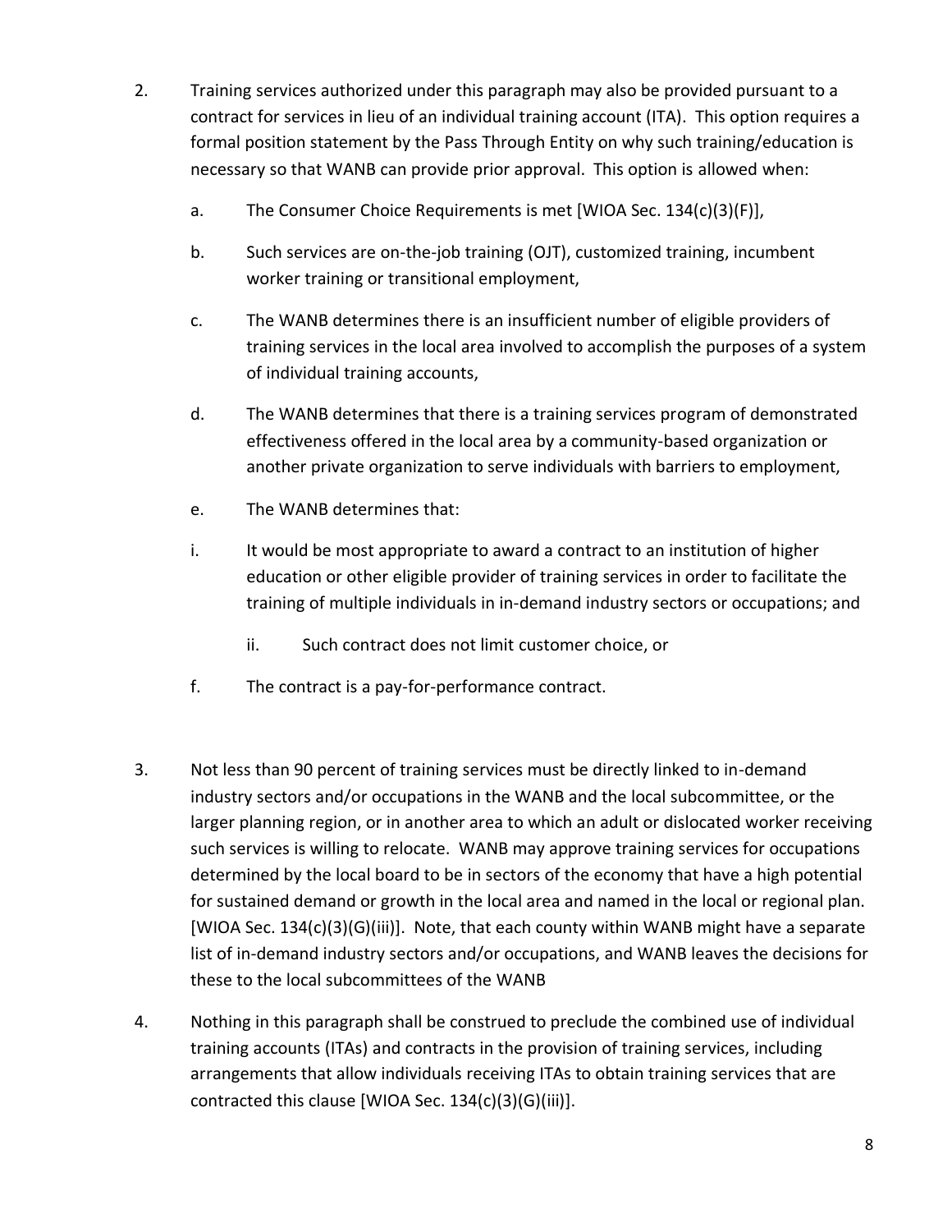2. Training services authorized under this paragraph may also be provided pursuant to a contract for services in lieu of an individual training account (ITA). This option requires a formal position statement by the Pass Through Entity on why such training/education is necessary so that WANB can provide prior approval. This option is allowed when:

   a. The Consumer Choice Requirements is met [WIOA Sec. 134(c)(3)(F)],

   b. Such services are on-the-job training (OJT), customized training, incumbent worker training or transitional employment,

   c. The WANB determines there is an insufficient number of eligible providers of training services in the local area involved to accomplish the purposes of a system of individual training accounts,

   d. The WANB determines that there is a training services program of demonstrated effectiveness offered in the local area by a community-based organization or another private organization to serve individuals with barriers to employment,

   e. The WANB determines that:

   i. It would be most appropriate to award a contract to an institution of higher education or other eligible provider of training services in order to facilitate the training of multiple individuals in in-demand industry sectors or occupations; and

      ii. Such contract does not limit customer choice, or

   f. The contract is a pay-for-performance contract.

3. Not less than 90 percent of training services must be directly linked to in-demand industry sectors and/or occupations in the WANB and the local subcommittee, or the larger planning region, or in another area to which an adult or dislocated worker receiving such services is willing to relocate. WANB may approve training services for occupations determined by the local board to be in sectors of the economy that have a high potential for sustained demand or growth in the local area and named in the local or regional plan. [WIOA Sec. 134(c)(3)(G)(iii)]. Note, that each county within WANB might have a separate list of in-demand industry sectors and/or occupations, and WANB leaves the decisions for these to the local subcommittees of the WANB

4. Nothing in this paragraph shall be construed to preclude the combined use of individual training accounts (ITAs) and contracts in the provision of training services, including arrangements that allow individuals receiving ITAs to obtain training services that are contracted this clause [WIOA Sec. 134(c)(3)(G)(iii)].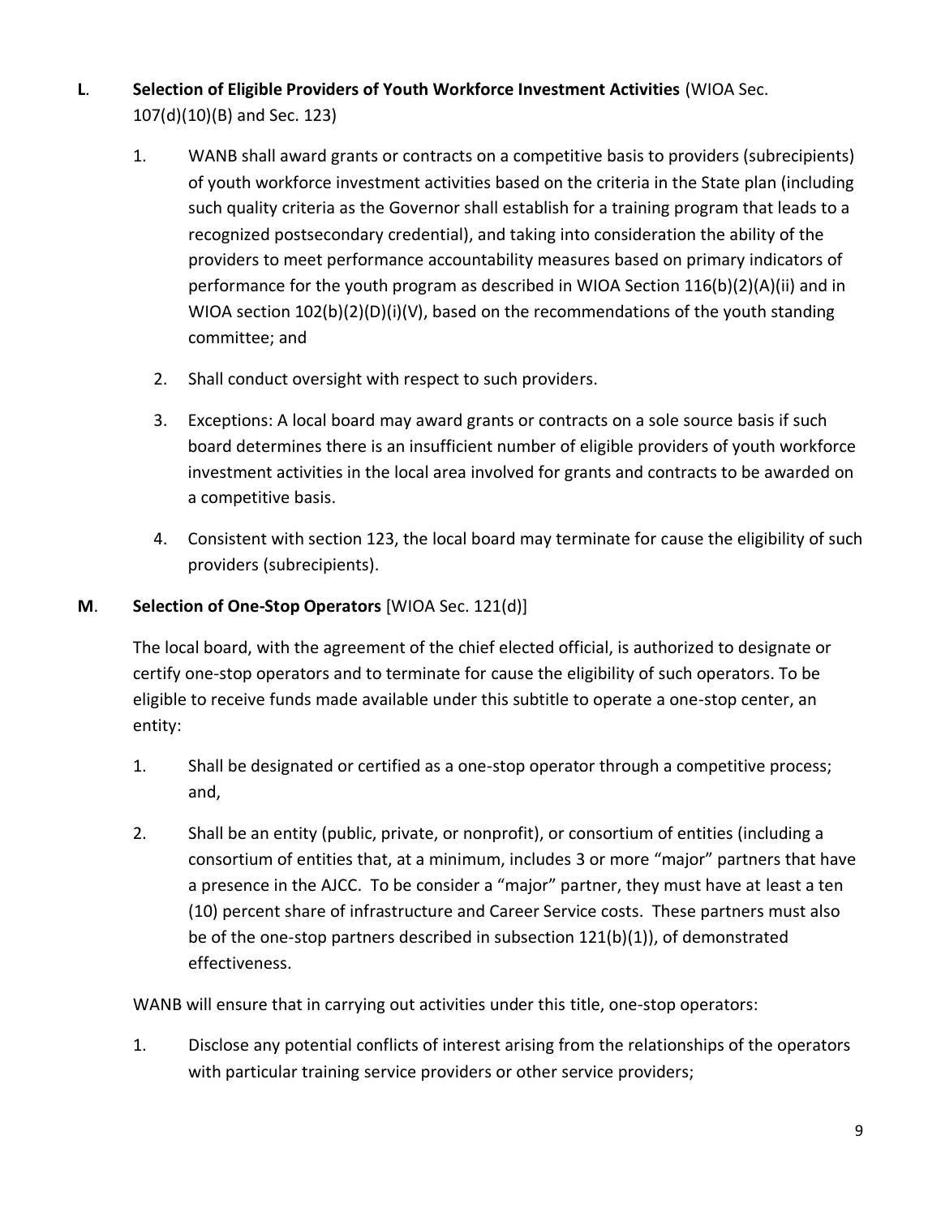**L**. **Selection of Eligible Providers of Youth Workforce Investment Activities** (WIOA Sec. 107(d)(10)(B) and Sec. 123)

1. WANB shall award grants or contracts on a competitive basis to providers (subrecipients) of youth workforce investment activities based on the criteria in the State plan (including such quality criteria as the Governor shall establish for a training program that leads to a recognized postsecondary credential), and taking into consideration the ability of the providers to meet performance accountability measures based on primary indicators of performance for the youth program as described in WIOA Section 116(b)(2)(A)(ii) and in WIOA section 102(b)(2)(D)(i)(V), based on the recommendations of the youth standing committee; and
2. Shall conduct oversight with respect to such providers.
3. Exceptions: A local board may award grants or contracts on a sole source basis if such board determines there is an insufficient number of eligible providers of youth workforce investment activities in the local area involved for grants and contracts to be awarded on a competitive basis.
4. Consistent with section 123, the local board may terminate for cause the eligibility of such providers (subrecipients).

**M**. **Selection of One-Stop Operators** [WIOA Sec. 121(d)]

The local board, with the agreement of the chief elected official, is authorized to designate or certify one-stop operators and to terminate for cause the eligibility of such operators. To be eligible to receive funds made available under this subtitle to operate a one-stop center, an entity:

1. Shall be designated or certified as a one-stop operator through a competitive process; and,
2. Shall be an entity (public, private, or nonprofit), or consortium of entities (including a consortium of entities that, at a minimum, includes 3 or more "major" partners that have a presence in the AJCC. To be consider a "major" partner, they must have at least a ten (10) percent share of infrastructure and Career Service costs. These partners must also be of the one-stop partners described in subsection 121(b)(1)), of demonstrated effectiveness.

WANB will ensure that in carrying out activities under this title, one-stop operators:

1. Disclose any potential conflicts of interest arising from the relationships of the operators with particular training service providers or other service providers;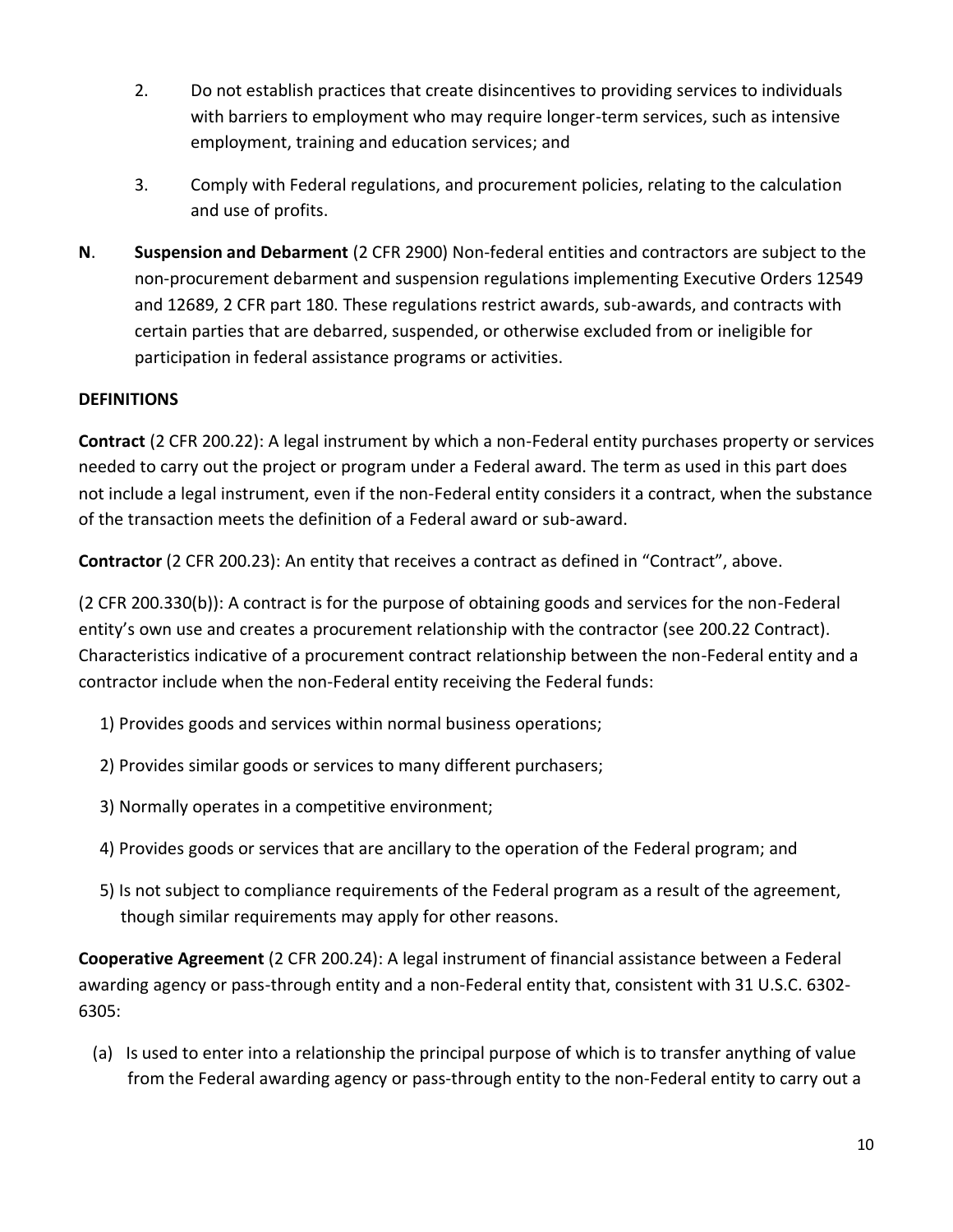2. Do not establish practices that create disincentives to providing services to individuals with barriers to employment who may require longer-term services, such as intensive employment, training and education services; and

3. Comply with Federal regulations, and procurement policies, relating to the calculation and use of profits.

**N**. **Suspension and Debarment** (2 CFR 2900) Non-federal entities and contractors are subject to the non-procurement debarment and suspension regulations implementing Executive Orders 12549 and 12689, 2 CFR part 180. These regulations restrict awards, sub-awards, and contracts with certain parties that are debarred, suspended, or otherwise excluded from or ineligible for participation in federal assistance programs or activities.

**DEFINITIONS**

**Contract** (2 CFR 200.22): A legal instrument by which a non-Federal entity purchases property or services needed to carry out the project or program under a Federal award. The term as used in this part does not include a legal instrument, even if the non-Federal entity considers it a contract, when the substance of the transaction meets the definition of a Federal award or sub-award.

**Contractor** (2 CFR 200.23): An entity that receives a contract as defined in "Contract", above.

(2 CFR 200.330(b)): A contract is for the purpose of obtaining goods and services for the non-Federal entity's own use and creates a procurement relationship with the contractor (see 200.22 Contract). Characteristics indicative of a procurement contract relationship between the non-Federal entity and a contractor include when the non-Federal entity receiving the Federal funds:

1) Provides goods and services within normal business operations;

2) Provides similar goods or services to many different purchasers;

3) Normally operates in a competitive environment;

4) Provides goods or services that are ancillary to the operation of the Federal program; and

5) Is not subject to compliance requirements of the Federal program as a result of the agreement, though similar requirements may apply for other reasons.

**Cooperative Agreement** (2 CFR 200.24): A legal instrument of financial assistance between a Federal awarding agency or pass-through entity and a non-Federal entity that, consistent with 31 U.S.C. 6302-6305:

(a) Is used to enter into a relationship the principal purpose of which is to transfer anything of value from the Federal awarding agency or pass-through entity to the non-Federal entity to carry out a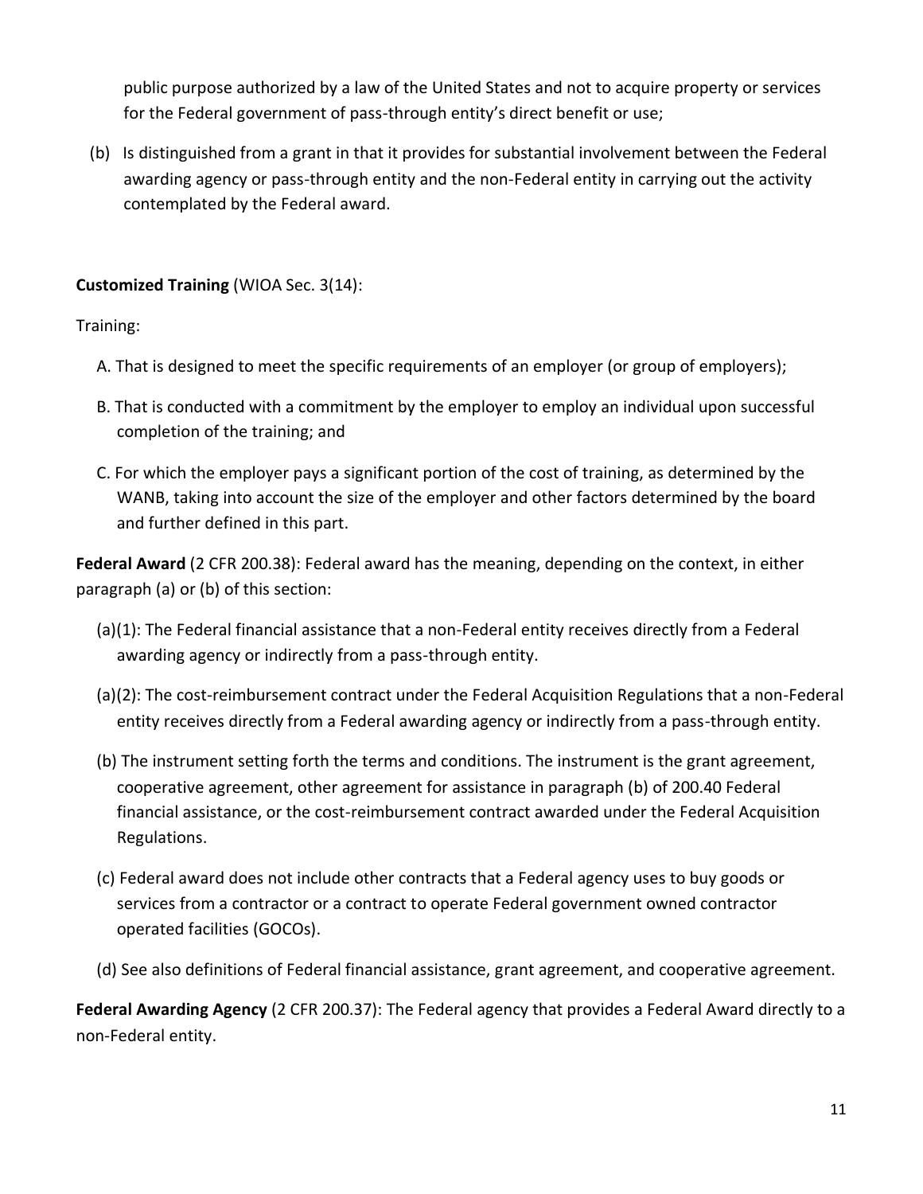public purpose authorized by a law of the United States and not to acquire property or services for the Federal government of pass-through entity's direct benefit or use;

(b) Is distinguished from a grant in that it provides for substantial involvement between the Federal awarding agency or pass-through entity and the non-Federal entity in carrying out the activity contemplated by the Federal award.

**Customized Training** (WIOA Sec. 3(14):

Training:

A. That is designed to meet the specific requirements of an employer (or group of employers);

B. That is conducted with a commitment by the employer to employ an individual upon successful completion of the training; and

C. For which the employer pays a significant portion of the cost of training, as determined by the WANB, taking into account the size of the employer and other factors determined by the board and further defined in this part.

**Federal Award** (2 CFR 200.38): Federal award has the meaning, depending on the context, in either paragraph (a) or (b) of this section:

(a)(1): The Federal financial assistance that a non-Federal entity receives directly from a Federal awarding agency or indirectly from a pass-through entity.

(a)(2): The cost-reimbursement contract under the Federal Acquisition Regulations that a non-Federal entity receives directly from a Federal awarding agency or indirectly from a pass-through entity.

(b) The instrument setting forth the terms and conditions. The instrument is the grant agreement, cooperative agreement, other agreement for assistance in paragraph (b) of 200.40 Federal financial assistance, or the cost-reimbursement contract awarded under the Federal Acquisition Regulations.

(c) Federal award does not include other contracts that a Federal agency uses to buy goods or services from a contractor or a contract to operate Federal government owned contractor operated facilities (GOCOs).

(d) See also definitions of Federal financial assistance, grant agreement, and cooperative agreement.

**Federal Awarding Agency** (2 CFR 200.37): The Federal agency that provides a Federal Award directly to a non-Federal entity.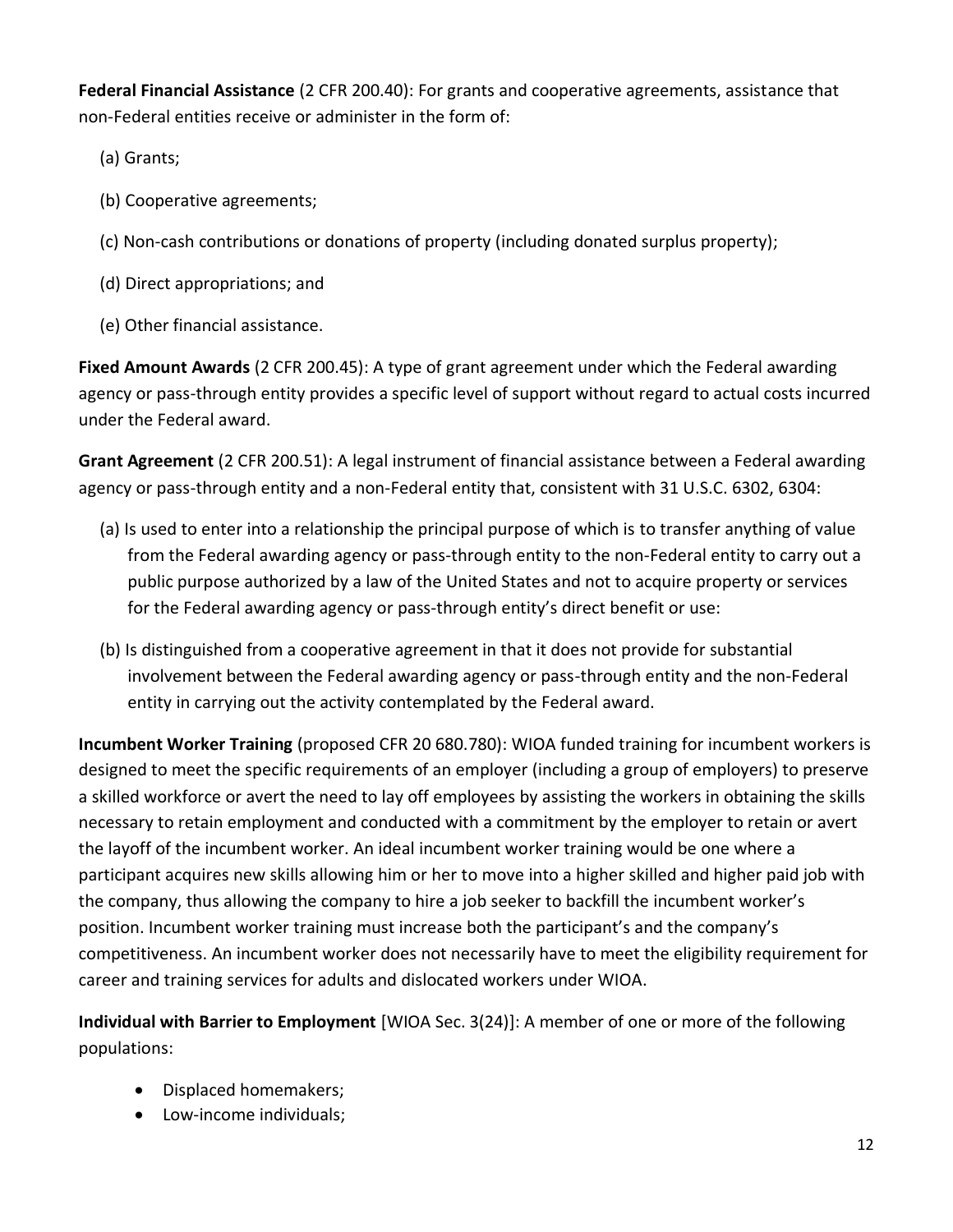**Federal Financial Assistance** (2 CFR 200.40): For grants and cooperative agreements, assistance that non-Federal entities receive or administer in the form of:

(a) Grants;

(b) Cooperative agreements;

(c) Non-cash contributions or donations of property (including donated surplus property);

(d) Direct appropriations; and

(e) Other financial assistance.

**Fixed Amount Awards** (2 CFR 200.45): A type of grant agreement under which the Federal awarding agency or pass-through entity provides a specific level of support without regard to actual costs incurred under the Federal award.

**Grant Agreement** (2 CFR 200.51): A legal instrument of financial assistance between a Federal awarding agency or pass-through entity and a non-Federal entity that, consistent with 31 U.S.C. 6302, 6304:

(a) Is used to enter into a relationship the principal purpose of which is to transfer anything of value from the Federal awarding agency or pass-through entity to the non-Federal entity to carry out a public purpose authorized by a law of the United States and not to acquire property or services for the Federal awarding agency or pass-through entity's direct benefit or use:

(b) Is distinguished from a cooperative agreement in that it does not provide for substantial involvement between the Federal awarding agency or pass-through entity and the non-Federal entity in carrying out the activity contemplated by the Federal award.

**Incumbent Worker Training** (proposed CFR 20 680.780): WIOA funded training for incumbent workers is designed to meet the specific requirements of an employer (including a group of employers) to preserve a skilled workforce or avert the need to lay off employees by assisting the workers in obtaining the skills necessary to retain employment and conducted with a commitment by the employer to retain or avert the layoff of the incumbent worker. An ideal incumbent worker training would be one where a participant acquires new skills allowing him or her to move into a higher skilled and higher paid job with the company, thus allowing the company to hire a job seeker to backfill the incumbent worker's position. Incumbent worker training must increase both the participant's and the company's competitiveness. An incumbent worker does not necessarily have to meet the eligibility requirement for career and training services for adults and dislocated workers under WIOA.

**Individual with Barrier to Employment** [WIOA Sec. 3(24)]: A member of one or more of the following populations:

- Displaced homemakers;
- Low-income individuals;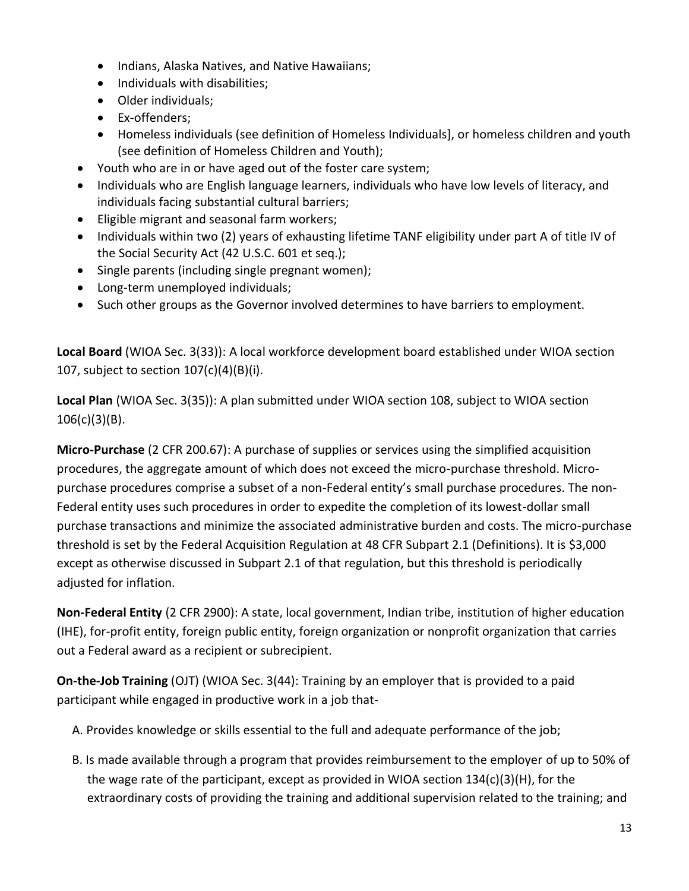- Indians, Alaska Natives, and Native Hawaiians;
  - Individuals with disabilities;
  - Older individuals;
  - Ex-offenders;
  - Homeless individuals (see definition of Homeless Individuals], or homeless children and youth (see definition of Homeless Children and Youth);
- Youth who are in or have aged out of the foster care system;
- Individuals who are English language learners, individuals who have low levels of literacy, and individuals facing substantial cultural barriers;
- Eligible migrant and seasonal farm workers;
- Individuals within two (2) years of exhausting lifetime TANF eligibility under part A of title IV of the Social Security Act (42 U.S.C. 601 et seq.);
- Single parents (including single pregnant women);
- Long-term unemployed individuals;
- Such other groups as the Governor involved determines to have barriers to employment.

**Local Board** (WIOA Sec. 3(33)): A local workforce development board established under WIOA section 107, subject to section 107(c)(4)(B)(i).

**Local Plan** (WIOA Sec. 3(35)): A plan submitted under WIOA section 108, subject to WIOA section 106(c)(3)(B).

**Micro-Purchase** (2 CFR 200.67): A purchase of supplies or services using the simplified acquisition procedures, the aggregate amount of which does not exceed the micro-purchase threshold. Micro-purchase procedures comprise a subset of a non-Federal entity's small purchase procedures. The non-Federal entity uses such procedures in order to expedite the completion of its lowest-dollar small purchase transactions and minimize the associated administrative burden and costs. The micro-purchase threshold is set by the Federal Acquisition Regulation at 48 CFR Subpart 2.1 (Definitions). It is $3,000 except as otherwise discussed in Subpart 2.1 of that regulation, but this threshold is periodically adjusted for inflation.

**Non-Federal Entity** (2 CFR 2900): A state, local government, Indian tribe, institution of higher education (IHE), for-profit entity, foreign public entity, foreign organization or nonprofit organization that carries out a Federal award as a recipient or subrecipient.

**On-the-Job Training** (OJT) (WIOA Sec. 3(44): Training by an employer that is provided to a paid participant while engaged in productive work in a job that-

A. Provides knowledge or skills essential to the full and adequate performance of the job;

B. Is made available through a program that provides reimbursement to the employer of up to 50% of the wage rate of the participant, except as provided in WIOA section 134(c)(3)(H), for the extraordinary costs of providing the training and additional supervision related to the training; and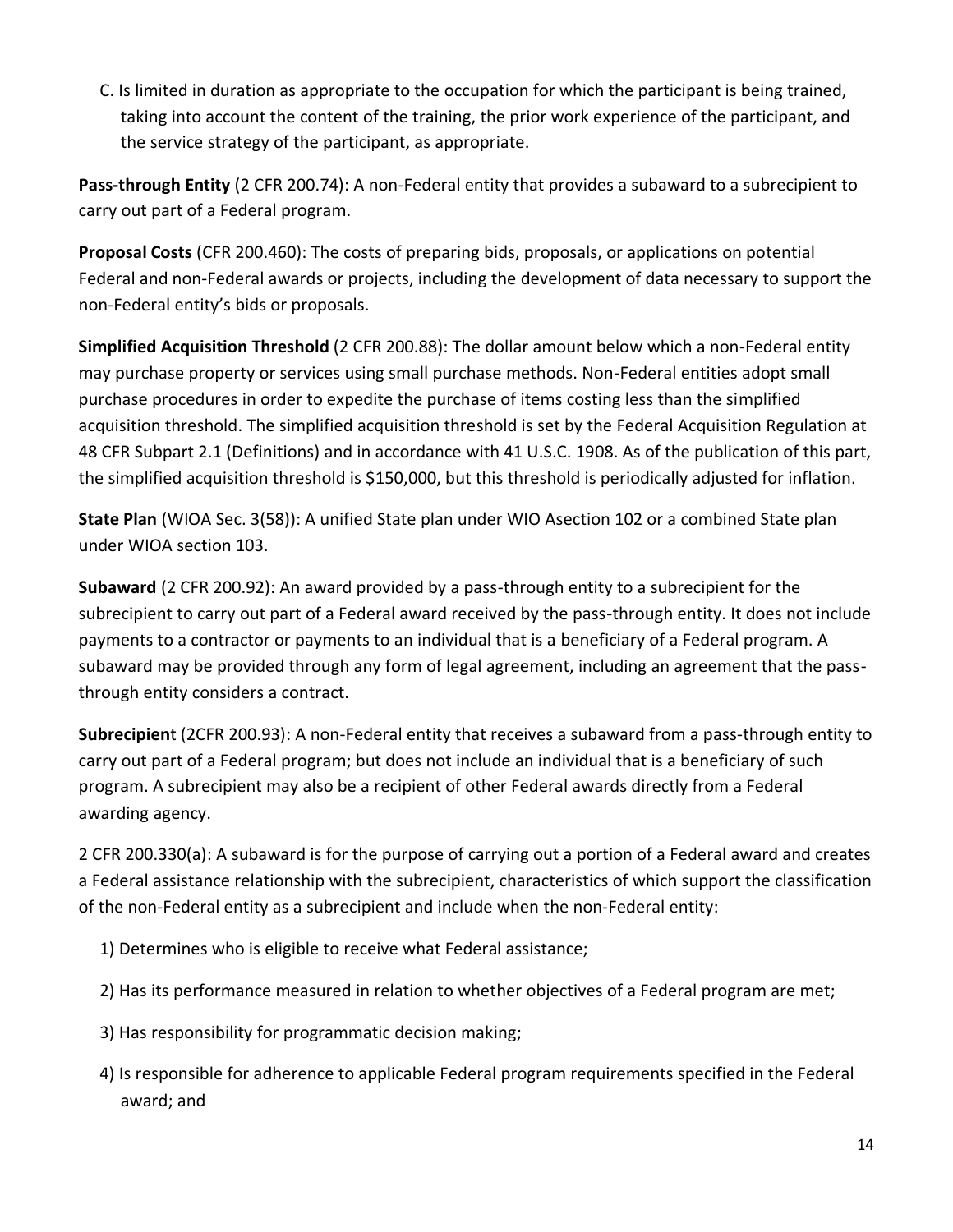C. Is limited in duration as appropriate to the occupation for which the participant is being trained, taking into account the content of the training, the prior work experience of the participant, and the service strategy of the participant, as appropriate.

**Pass-through Entity** (2 CFR 200.74): A non-Federal entity that provides a subaward to a subrecipient to carry out part of a Federal program.

**Proposal Costs** (CFR 200.460): The costs of preparing bids, proposals, or applications on potential Federal and non-Federal awards or projects, including the development of data necessary to support the non-Federal entity's bids or proposals.

**Simplified Acquisition Threshold** (2 CFR 200.88): The dollar amount below which a non-Federal entity may purchase property or services using small purchase methods. Non-Federal entities adopt small purchase procedures in order to expedite the purchase of items costing less than the simplified acquisition threshold. The simplified acquisition threshold is set by the Federal Acquisition Regulation at 48 CFR Subpart 2.1 (Definitions) and in accordance with 41 U.S.C. 1908. As of the publication of this part, the simplified acquisition threshold is $150,000, but this threshold is periodically adjusted for inflation.

**State Plan** (WIOA Sec. 3(58)): A unified State plan under WIO Asection 102 or a combined State plan under WIOA section 103.

**Subaward** (2 CFR 200.92): An award provided by a pass-through entity to a subrecipient for the subrecipient to carry out part of a Federal award received by the pass-through entity. It does not include payments to a contractor or payments to an individual that is a beneficiary of a Federal program. A subaward may be provided through any form of legal agreement, including an agreement that the pass-through entity considers a contract.

**Subrecipien**t (2CFR 200.93): A non-Federal entity that receives a subaward from a pass-through entity to carry out part of a Federal program; but does not include an individual that is a beneficiary of such program. A subrecipient may also be a recipient of other Federal awards directly from a Federal awarding agency.

2 CFR 200.330(a): A subaward is for the purpose of carrying out a portion of a Federal award and creates a Federal assistance relationship with the subrecipient, characteristics of which support the classification of the non-Federal entity as a subrecipient and include when the non-Federal entity:

1) Determines who is eligible to receive what Federal assistance;
2) Has its performance measured in relation to whether objectives of a Federal program are met;
3) Has responsibility for programmatic decision making;
4) Is responsible for adherence to applicable Federal program requirements specified in the Federal award; and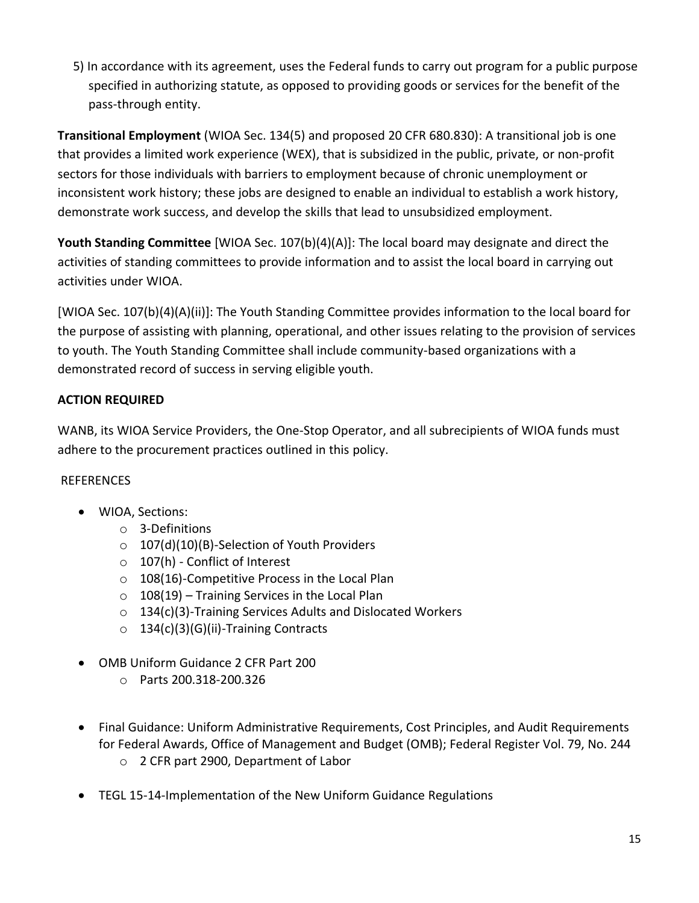5) In accordance with its agreement, uses the Federal funds to carry out program for a public purpose specified in authorizing statute, as opposed to providing goods or services for the benefit of the pass-through entity.

**Transitional Employment** (WIOA Sec. 134(5) and proposed 20 CFR 680.830): A transitional job is one that provides a limited work experience (WEX), that is subsidized in the public, private, or non-profit sectors for those individuals with barriers to employment because of chronic unemployment or inconsistent work history; these jobs are designed to enable an individual to establish a work history, demonstrate work success, and develop the skills that lead to unsubsidized employment.

**Youth Standing Committee** [WIOA Sec. 107(b)(4)(A)]: The local board may designate and direct the activities of standing committees to provide information and to assist the local board in carrying out activities under WIOA.

[WIOA Sec. 107(b)(4)(A)(ii)]: The Youth Standing Committee provides information to the local board for the purpose of assisting with planning, operational, and other issues relating to the provision of services to youth. The Youth Standing Committee shall include community-based organizations with a demonstrated record of success in serving eligible youth.

**ACTION REQUIRED**

WANB, its WIOA Service Providers, the One-Stop Operator, and all subrecipients of WIOA funds must adhere to the procurement practices outlined in this policy.

REFERENCES

- WIOA, Sections:
  - 3-Definitions
  - 107(d)(10)(B)-Selection of Youth Providers
  - 107(h) - Conflict of Interest
  - 108(16)-Competitive Process in the Local Plan
  - 108(19) – Training Services in the Local Plan
  - 134(c)(3)-Training Services Adults and Dislocated Workers
  - 134(c)(3)(G)(ii)-Training Contracts
- OMB Uniform Guidance 2 CFR Part 200
  - Parts 200.318-200.326
- Final Guidance: Uniform Administrative Requirements, Cost Principles, and Audit Requirements for Federal Awards, Office of Management and Budget (OMB); Federal Register Vol. 79, No. 244
  - 2 CFR part 2900, Department of Labor
- TEGL 15-14-Implementation of the New Uniform Guidance Regulations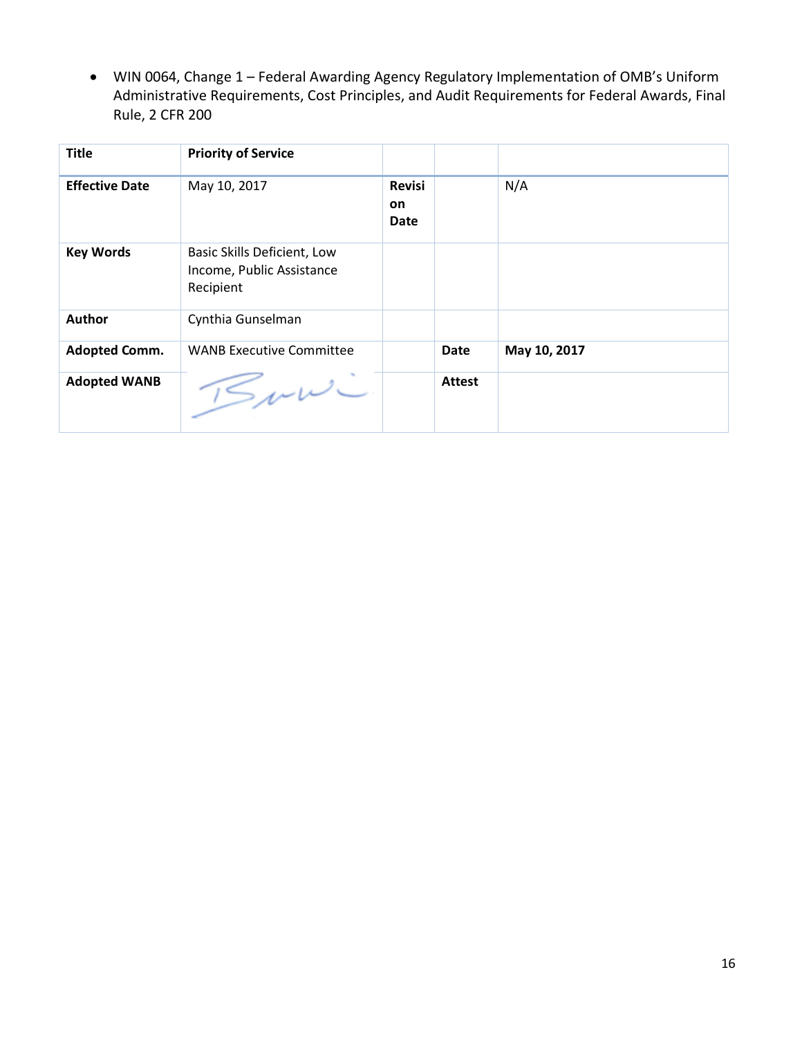- WIN 0064, Change 1 – Federal Awarding Agency Regulatory Implementation of OMB's Uniform Administrative Requirements, Cost Principles, and Audit Requirements for Federal Awards, Final Rule, 2 CFR 200

| **Title** | **Priority of Service** | | | |
|---|---|---|---|---|
| **Effective Date** | May 10, 2017 | **Revision Date** | | N/A |
| **Key Words** | Basic Skills Deficient, Low Income, Public Assistance Recipient | | | |
| **Author** | Cynthia Gunselman | | | |
| **Adopted Comm.** | WANB Executive Committee | | **Date** | **May 10, 2017** |
| **Adopted WANB** | | | **Attest** | |